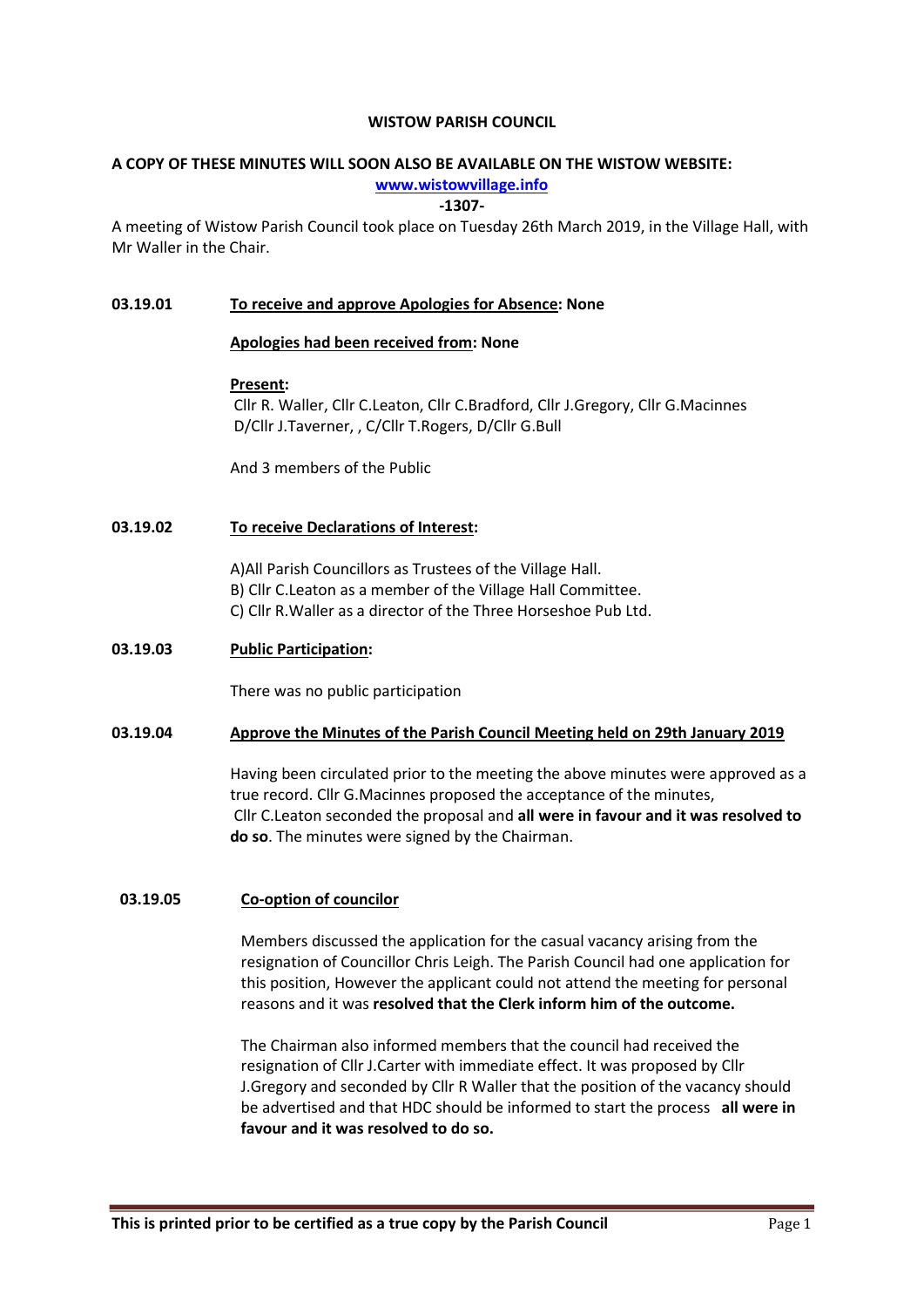**WISTOW PARISH COUNCIL**

**A COPY OF THESE MINUTES WILL SOON ALSO BE AVAILABLE ON THE WISTOW WEBSITE:**
**[www.wistowvillage.info](http://www.wistowvillage.info)**

**-1307-**

A meeting of Wistow Parish Council took place on Tuesday 26th March 2019, in the Village Hall, with Mr Waller in the Chair.

**03.19.01** **To receive and approve Apologies for Absence: None**

**Apologies had been received from: None**

**Present:**
Cllr R. Waller, Cllr C.Leaton, Cllr C.Bradford, Cllr J.Gregory, Cllr G.Macinnes
D/Cllr J.Taverner, , C/Cllr T.Rogers, D/Cllr G.Bull

And 3 members of the Public

**03.19.02** **To receive Declarations of Interest:**

A)All Parish Councillors as Trustees of the Village Hall.
B) Cllr C.Leaton as a member of the Village Hall Committee.
C) Cllr R.Waller as a director of the Three Horseshoe Pub Ltd.

**03.19.03** **Public Participation:**

There was no public participation

**03.19.04** **Approve the Minutes of the Parish Council Meeting held on 29th January 2019**

Having been circulated prior to the meeting the above minutes were approved as a true record. Cllr G.Macinnes proposed the acceptance of the minutes, Cllr C.Leaton seconded the proposal and **all were in favour and it was resolved to do so**. The minutes were signed by the Chairman.

**03.19.05** **Co-option of councilor**

Members discussed the application for the casual vacancy arising from the resignation of Councillor Chris Leigh. The Parish Council had one application for this position, However the applicant could not attend the meeting for personal reasons and it was **resolved that the Clerk inform him of the outcome.**

The Chairman also informed members that the council had received the resignation of Cllr J.Carter with immediate effect. It was proposed by Cllr J.Gregory and seconded by Cllr R Waller that the position of the vacancy should be advertised and that HDC should be informed to start the process **all were in favour and it was resolved to do so.**

**This is printed prior to be certified as a true copy by the Parish Council**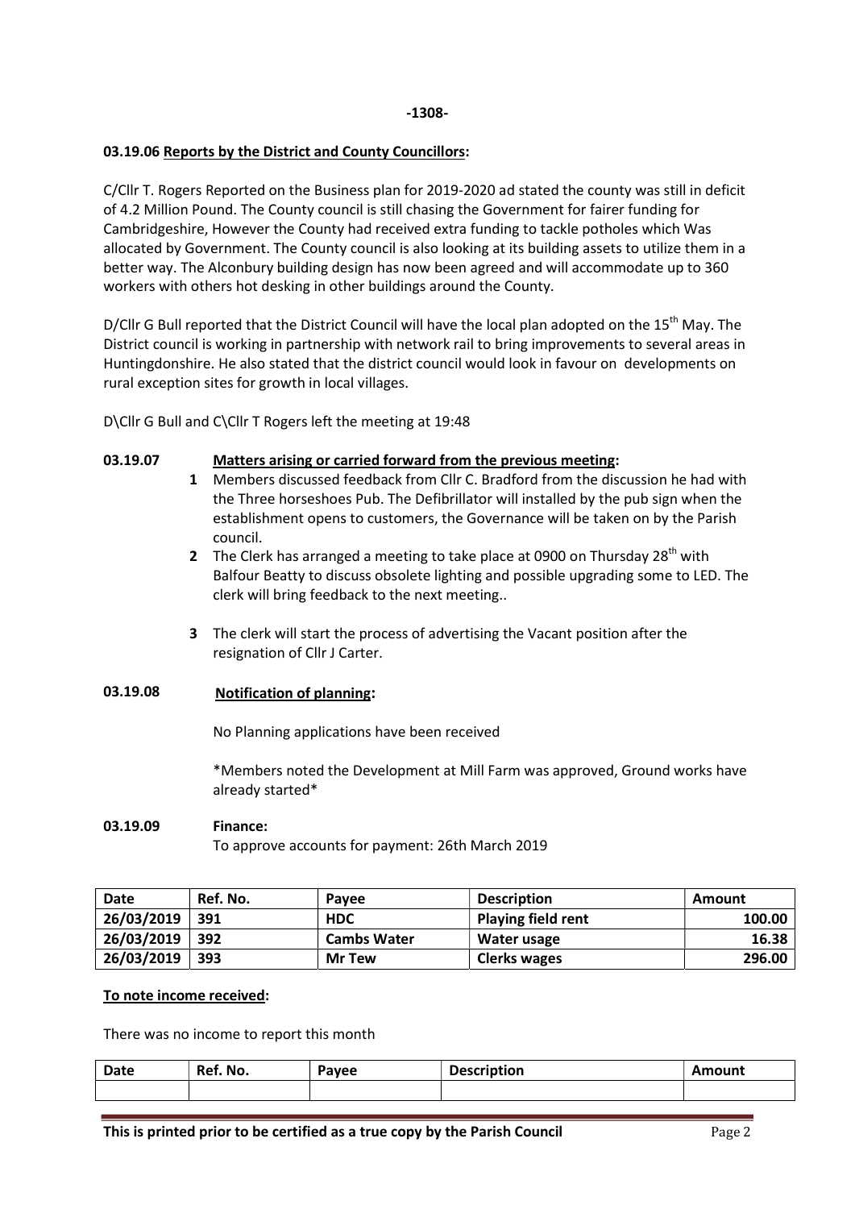**-1308-**

**03.19.06 Reports by the District and County Councillors:**

C/Cllr T. Rogers Reported on the Business plan for 2019-2020 ad stated the county was still in deficit of 4.2 Million Pound. The County council is still chasing the Government for fairer funding for Cambridgeshire, However the County had received extra funding to tackle potholes which Was allocated by Government. The County council is also looking at its building assets to utilize them in a better way. The Alconbury building design has now been agreed and will accommodate up to 360 workers with others hot desking in other buildings around the County.

D/Cllr G Bull reported that the District Council will have the local plan adopted on the 15th May. The District council is working in partnership with network rail to bring improvements to several areas in Huntingdonshire. He also stated that the district council would look in favour on developments on rural exception sites for growth in local villages.

D\Cllr G Bull and C\Cllr T Rogers left the meeting at 19:48

**03.19.07 Matters arising or carried forward from the previous meeting:**

1. Members discussed feedback from Cllr C. Bradford from the discussion he had with the Three horseshoes Pub. The Defibrillator will installed by the pub sign when the establishment opens to customers, the Governance will be taken on by the Parish council.
2. The Clerk has arranged a meeting to take place at 0900 on Thursday 28th with Balfour Beatty to discuss obsolete lighting and possible upgrading some to LED. The clerk will bring feedback to the next meeting..
3. The clerk will start the process of advertising the Vacant position after the resignation of Cllr J Carter.

**03.19.08 Notification of planning:**

No Planning applications have been received

*Members noted the Development at Mill Farm was approved, Ground works have already started*

**03.19.09 Finance:**

To approve accounts for payment: 26th March 2019

| Date | Ref. No. | Payee | Description | Amount |
|---|---|---|---|---|
| 26/03/2019 | 391 | HDC | Playing field rent | 100.00 |
| 26/03/2019 | 392 | Cambs Water | Water usage | 16.38 |
| 26/03/2019 | 393 | Mr Tew | Clerks wages | 296.00 |

**To note income received:**

There was no income to report this month

| Date | Ref. No. | Payee | Description | Amount |
|---|---|---|---|---|
| | | | | |

**This is printed prior to be certified as a true copy by the Parish Council**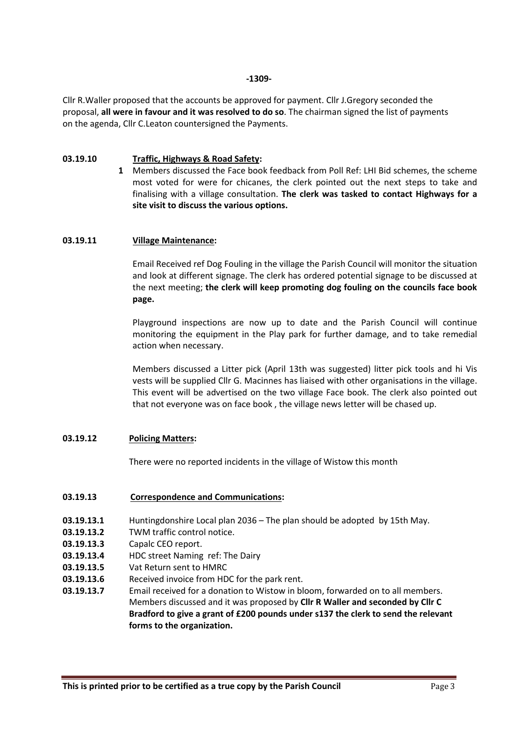**-1309-**

Cllr R.Waller proposed that the accounts be approved for payment. Cllr J.Gregory seconded the proposal, **all were in favour and it was resolved to do so**. The chairman signed the list of payments on the agenda, Cllr C.Leaton countersigned the Payments.

**03.19.10 Traffic, Highways & Road Safety:**

**1** Members discussed the Face book feedback from Poll Ref: LHI Bid schemes, the scheme most voted for were for chicanes, the clerk pointed out the next steps to take and finalising with a village consultation. **The clerk was tasked to contact Highways for a site visit to discuss the various options.**

**03.19.11 Village Maintenance:**

Email Received ref Dog Fouling in the village the Parish Council will monitor the situation and look at different signage. The clerk has ordered potential signage to be discussed at the next meeting; **the clerk will keep promoting dog fouling on the councils face book page.**

Playground inspections are now up to date and the Parish Council will continue monitoring the equipment in the Play park for further damage, and to take remedial action when necessary.

Members discussed a Litter pick (April 13th was suggested) litter pick tools and hi Vis vests will be supplied Cllr G. Macinnes has liaised with other organisations in the village. This event will be advertised on the two village Face book. The clerk also pointed out that not everyone was on face book , the village news letter will be chased up.

**03.19.12 Policing Matters:**

There were no reported incidents in the village of Wistow this month

**03.19.13 Correspondence and Communications:**

**03.19.13.1** Huntingdonshire Local plan 2036 – The plan should be adopted by 15th May.

**03.19.13.2** TWM traffic control notice.

**03.19.13.3** Capalc CEO report.

**03.19.13.4** HDC street Naming ref: The Dairy

**03.19.13.5** Vat Return sent to HMRC

**03.19.13.6** Received invoice from HDC for the park rent.

**03.19.13.7** Email received for a donation to Wistow in bloom, forwarded on to all members. Members discussed and it was proposed by **Cllr R Waller and seconded by Cllr C Bradford to give a grant of £200 pounds under s137 the clerk to send the relevant forms to the organization.**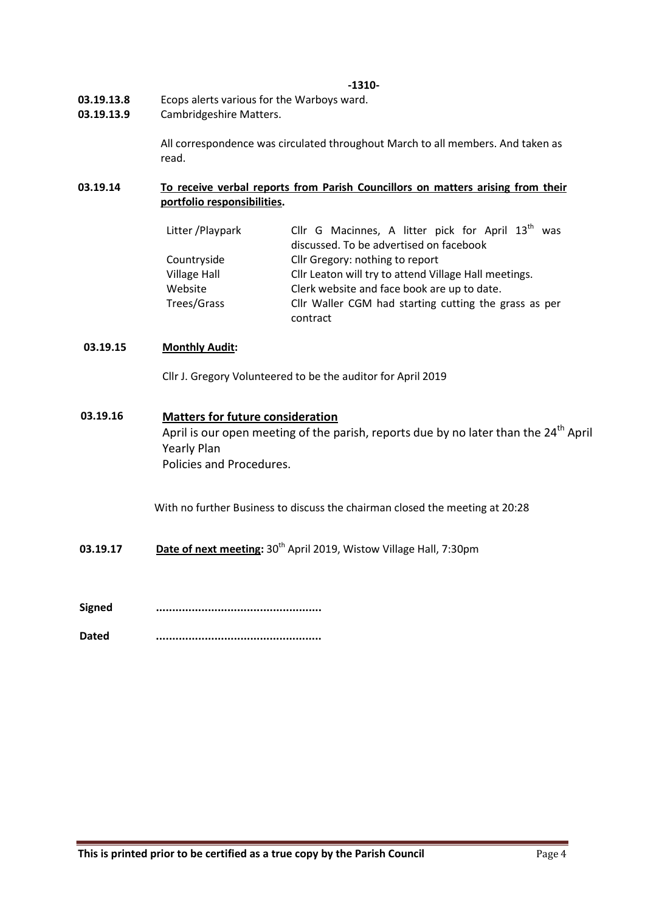**-1310-**

**03.19.13.8** Ecops alerts various for the Warboys ward.

**03.19.13.9** Cambridgeshire Matters.

All correspondence was circulated throughout March to all members. And taken as read.

**03.19.14** **To receive verbal reports from Parish Councillors on matters arising from their portfolio responsibilities.**

| | |
|---|---|
| Litter /Playpark | Cllr G Macinnes, A litter pick for April 13th was discussed. To be advertised on facebook |
| Countryside | Cllr Gregory: nothing to report |
| Village Hall | Cllr Leaton will try to attend Village Hall meetings. |
| Website | Clerk website and face book are up to date. |
| Trees/Grass | Cllr Waller CGM had starting cutting the grass as per contract |

**03.19.15** **Monthly Audit:**

Cllr J. Gregory Volunteered to be the auditor for April 2019

**03.19.16** **Matters for future consideration**

April is our open meeting of the parish, reports due by no later than the 24th April
Yearly Plan
Policies and Procedures.

With no further Business to discuss the chairman closed the meeting at 20:28

**03.19.17** **Date of next meeting:** 30th April 2019, Wistow Village Hall, 7:30pm

**Signed** ..................................................

**Dated** ..................................................

**This is printed prior to be certified as a true copy by the Parish Council**